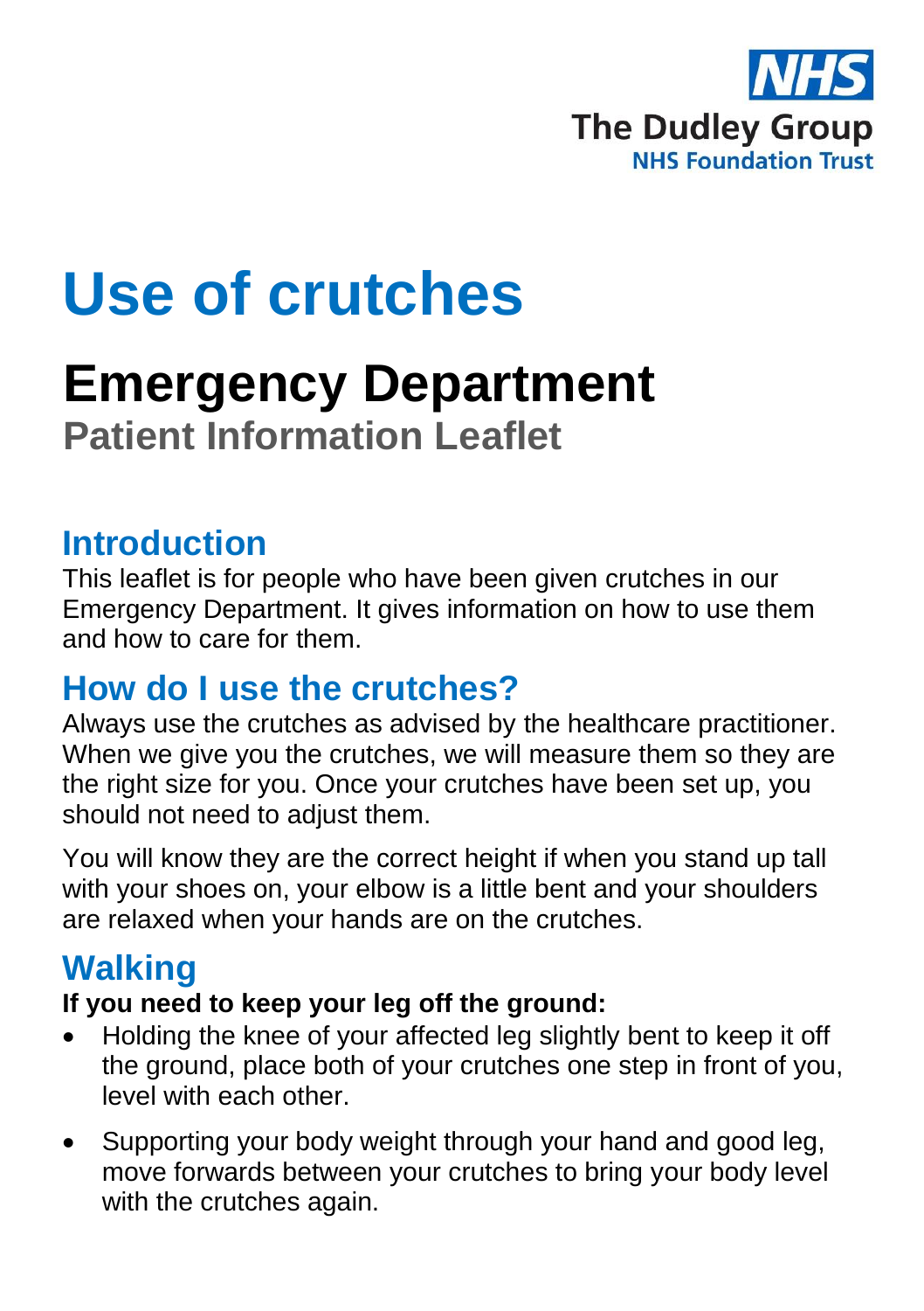NHS

The Dudley Group
NHS Foundation Trust

# Use of crutches

## Emergency Department

### Patient Information Leaflet

## Introduction

This leaflet is for people who have been given crutches in our Emergency Department. It gives information on how to use them and how to care for them.

## How do I use the crutches?

Always use the crutches as advised by the healthcare practitioner. When we give you the crutches, we will measure them so they are the right size for you. Once your crutches have been set up, you should not need to adjust them.

You will know they are the correct height if when you stand up tall with your shoes on, your elbow is a little bent and your shoulders are relaxed when your hands are on the crutches.

## Walking

**If you need to keep your leg off the ground:**

- Holding the knee of your affected leg slightly bent to keep it off the ground, place both of your crutches one step in front of you, level with each other.
- Supporting your body weight through your hand and good leg, move forwards between your crutches to bring your body level with the crutches again.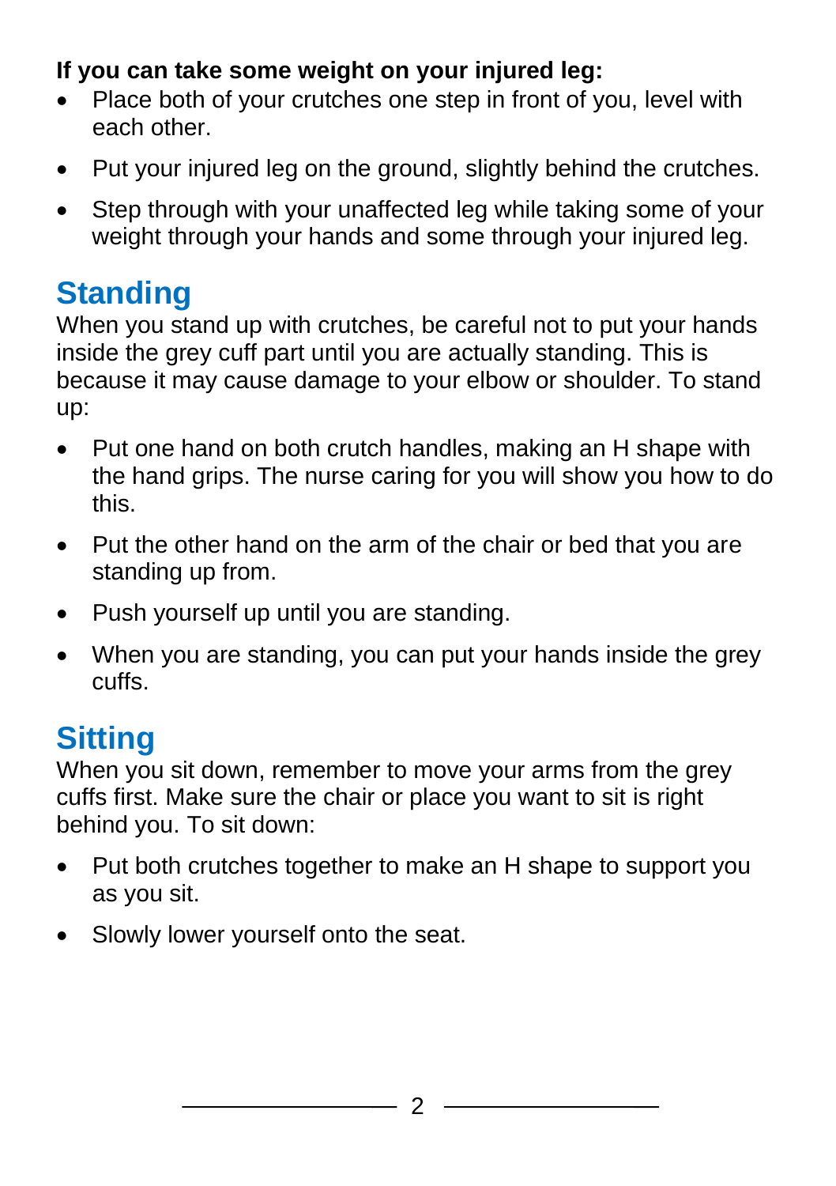**If you can take some weight on your injured leg:**

- Place both of your crutches one step in front of you, level with each other.
- Put your injured leg on the ground, slightly behind the crutches.
- Step through with your unaffected leg while taking some of your weight through your hands and some through your injured leg.

## Standing

When you stand up with crutches, be careful not to put your hands inside the grey cuff part until you are actually standing. This is because it may cause damage to your elbow or shoulder. To stand up:

- Put one hand on both crutch handles, making an H shape with the hand grips. The nurse caring for you will show you how to do this.
- Put the other hand on the arm of the chair or bed that you are standing up from.
- Push yourself up until you are standing.
- When you are standing, you can put your hands inside the grey cuffs.

## Sitting

When you sit down, remember to move your arms from the grey cuffs first. Make sure the chair or place you want to sit is right behind you. To sit down:

- Put both crutches together to make an H shape to support you as you sit.
- Slowly lower yourself onto the seat.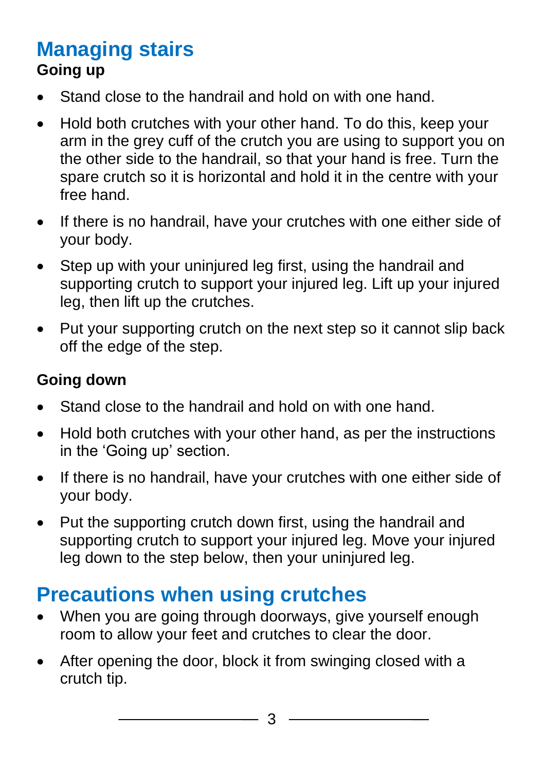## Managing stairs

### Going up

- Stand close to the handrail and hold on with one hand.
- Hold both crutches with your other hand. To do this, keep your arm in the grey cuff of the crutch you are using to support you on the other side to the handrail, so that your hand is free. Turn the spare crutch so it is horizontal and hold it in the centre with your free hand.
- If there is no handrail, have your crutches with one either side of your body.
- Step up with your uninjured leg first, using the handrail and supporting crutch to support your injured leg. Lift up your injured leg, then lift up the crutches.
- Put your supporting crutch on the next step so it cannot slip back off the edge of the step.

### Going down

- Stand close to the handrail and hold on with one hand.
- Hold both crutches with your other hand, as per the instructions in the 'Going up' section.
- If there is no handrail, have your crutches with one either side of your body.
- Put the supporting crutch down first, using the handrail and supporting crutch to support your injured leg. Move your injured leg down to the step below, then your uninjured leg.

## Precautions when using crutches

- When you are going through doorways, give yourself enough room to allow your feet and crutches to clear the door.
- After opening the door, block it from swinging closed with a crutch tip.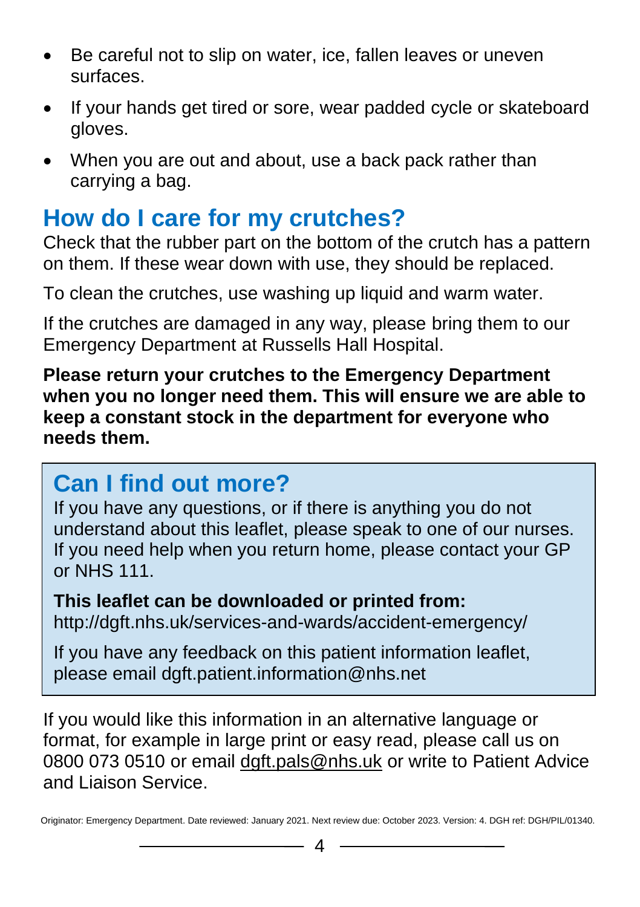- Be careful not to slip on water, ice, fallen leaves or uneven surfaces.
- If your hands get tired or sore, wear padded cycle or skateboard gloves.
- When you are out and about, use a back pack rather than carrying a bag.

## How do I care for my crutches?

Check that the rubber part on the bottom of the crutch has a pattern on them. If these wear down with use, they should be replaced.

To clean the crutches, use washing up liquid and warm water.

If the crutches are damaged in any way, please bring them to our Emergency Department at Russells Hall Hospital.

**Please return your crutches to the Emergency Department when you no longer need them. This will ensure we are able to keep a constant stock in the department for everyone who needs them.**

## Can I find out more?

If you have any questions, or if there is anything you do not understand about this leaflet, please speak to one of our nurses. If you need help when you return home, please contact your GP or NHS 111.

**This leaflet can be downloaded or printed from:**
http://dgft.nhs.uk/services-and-wards/accident-emergency/

If you have any feedback on this patient information leaflet, please email dgft.patient.information@nhs.net

If you would like this information in an alternative language or format, for example in large print or easy read, please call us on 0800 073 0510 or email dgft.pals@nhs.uk or write to Patient Advice and Liaison Service.

Originator: Emergency Department. Date reviewed: January 2021. Next review due: October 2023. Version: 4. DGH ref: DGH/PIL/01340.